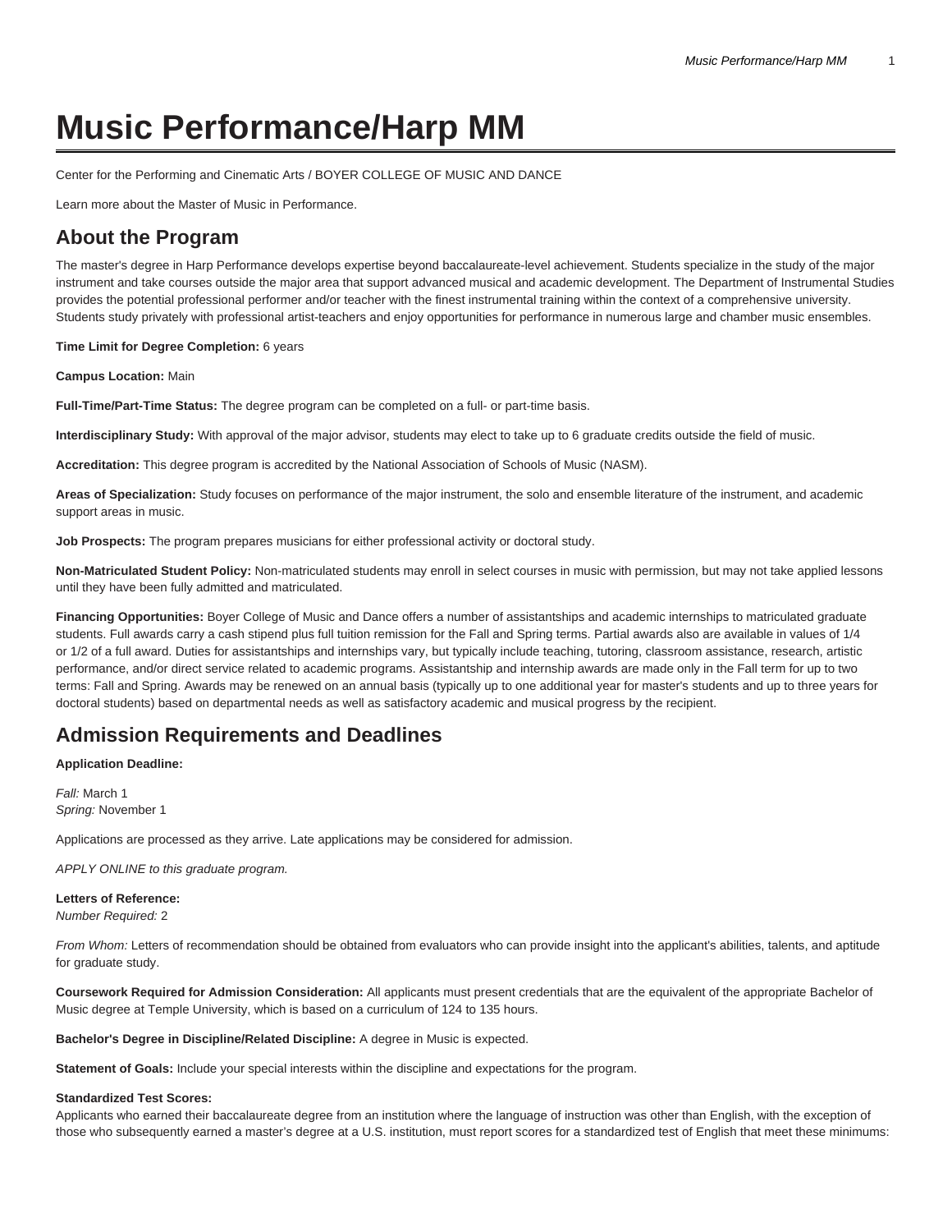# Music Performance/Harp MM

Center for the Performing and Cinematic Arts / BOYER COLLEGE OF MUSIC AND DANCE

Learn more about the Master of Music in Performance.

## About the Program

The master's degree in Harp Performance develops expertise beyond baccalaureate-level achievement. Students specialize in the study of the major instrument and take courses outside the major area that support advanced musical and academic development. The Department of Instrumental Studies provides the potential professional performer and/or teacher with the finest instrumental training within the context of a comprehensive university. Students study privately with professional artist-teachers and enjoy opportunities for performance in numerous large and chamber music ensembles.

**Time Limit for Degree Completion:** 6 years

**Campus Location:** Main

**Full-Time/Part-Time Status:** The degree program can be completed on a full- or part-time basis.

**Interdisciplinary Study:** With approval of the major advisor, students may elect to take up to 6 graduate credits outside the field of music.

**Accreditation:** This degree program is accredited by the National Association of Schools of Music (NASM).

**Areas of Specialization:** Study focuses on performance of the major instrument, the solo and ensemble literature of the instrument, and academic support areas in music.

**Job Prospects:** The program prepares musicians for either professional activity or doctoral study.

**Non-Matriculated Student Policy:** Non-matriculated students may enroll in select courses in music with permission, but may not take applied lessons until they have been fully admitted and matriculated.

**Financing Opportunities:** Boyer College of Music and Dance offers a number of assistantships and academic internships to matriculated graduate students. Full awards carry a cash stipend plus full tuition remission for the Fall and Spring terms. Partial awards also are available in values of 1/4 or 1/2 of a full award. Duties for assistantships and internships vary, but typically include teaching, tutoring, classroom assistance, research, artistic performance, and/or direct service related to academic programs. Assistantship and internship awards are made only in the Fall term for up to two terms: Fall and Spring. Awards may be renewed on an annual basis (typically up to one additional year for master's students and up to three years for doctoral students) based on departmental needs as well as satisfactory academic and musical progress by the recipient.

## Admission Requirements and Deadlines

**Application Deadline:**

*Fall:* March 1
*Spring:* November 1

Applications are processed as they arrive. Late applications may be considered for admission.

*APPLY ONLINE to this graduate program.*

**Letters of Reference:**
*Number Required:* 2

*From Whom:* Letters of recommendation should be obtained from evaluators who can provide insight into the applicant's abilities, talents, and aptitude for graduate study.

**Coursework Required for Admission Consideration:** All applicants must present credentials that are the equivalent of the appropriate Bachelor of Music degree at Temple University, which is based on a curriculum of 124 to 135 hours.

**Bachelor's Degree in Discipline/Related Discipline:** A degree in Music is expected.

**Statement of Goals:** Include your special interests within the discipline and expectations for the program.

**Standardized Test Scores:**
Applicants who earned their baccalaureate degree from an institution where the language of instruction was other than English, with the exception of those who subsequently earned a master's degree at a U.S. institution, must report scores for a standardized test of English that meet these minimums: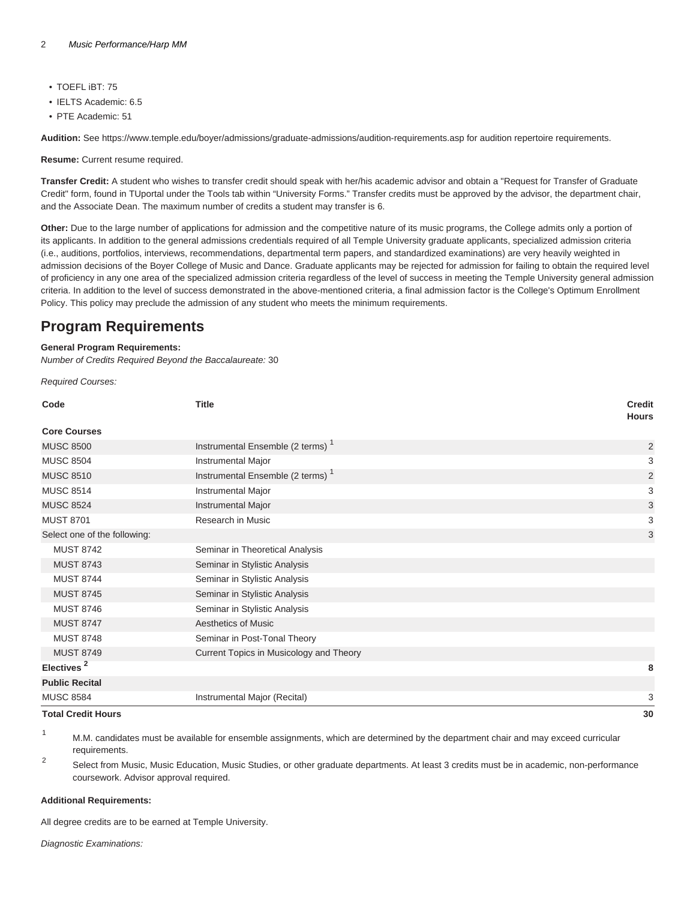- TOEFL iBT: 75
- IELTS Academic: 6.5
- PTE Academic: 51

**Audition:** See https://www.temple.edu/boyer/admissions/graduate-admissions/audition-requirements.asp for audition repertoire requirements.

**Resume:** Current resume required.

**Transfer Credit:** A student who wishes to transfer credit should speak with her/his academic advisor and obtain a "Request for Transfer of Graduate Credit" form, found in TUportal under the Tools tab within "University Forms." Transfer credits must be approved by the advisor, the department chair, and the Associate Dean. The maximum number of credits a student may transfer is 6.

**Other:** Due to the large number of applications for admission and the competitive nature of its music programs, the College admits only a portion of its applicants. In addition to the general admissions credentials required of all Temple University graduate applicants, specialized admission criteria (i.e., auditions, portfolios, interviews, recommendations, departmental term papers, and standardized examinations) are very heavily weighted in admission decisions of the Boyer College of Music and Dance. Graduate applicants may be rejected for admission for failing to obtain the required level of proficiency in any one area of the specialized admission criteria regardless of the level of success in meeting the Temple University general admission criteria. In addition to the level of success demonstrated in the above-mentioned criteria, a final admission factor is the College's Optimum Enrollment Policy. This policy may preclude the admission of any student who meets the minimum requirements.

## Program Requirements

**General Program Requirements:**
*Number of Credits Required Beyond the Baccalaureate:* 30

*Required Courses:*

| Code | Title | Credit Hours |
|---|---|---|
| **Core Courses** | | |
| MUSC 8500 | Instrumental Ensemble (2 terms) [1] | 2 |
| MUSC 8504 | Instrumental Major | 3 |
| MUSC 8510 | Instrumental Ensemble (2 terms) [1] | 2 |
| MUSC 8514 | Instrumental Major | 3 |
| MUSC 8524 | Instrumental Major | 3 |
| MUST 8701 | Research in Music | 3 |
| Select one of the following: | | 3 |
| MUST 8742 | Seminar in Theoretical Analysis | |
| MUST 8743 | Seminar in Stylistic Analysis | |
| MUST 8744 | Seminar in Stylistic Analysis | |
| MUST 8745 | Seminar in Stylistic Analysis | |
| MUST 8746 | Seminar in Stylistic Analysis | |
| MUST 8747 | Aesthetics of Music | |
| MUST 8748 | Seminar in Post-Tonal Theory | |
| MUST 8749 | Current Topics in Musicology and Theory | |
| **Electives [2]** | | **8** |
| **Public Recital** | | |
| MUSC 8584 | Instrumental Major (Recital) | 3 |
| **Total Credit Hours** | | **30** |

1. M.M. candidates must be available for ensemble assignments, which are determined by the department chair and may exceed curricular requirements.
2. Select from Music, Music Education, Music Studies, or other graduate departments. At least 3 credits must be in academic, non-performance coursework. Advisor approval required.

**Additional Requirements:**

All degree credits are to be earned at Temple University.

*Diagnostic Examinations:*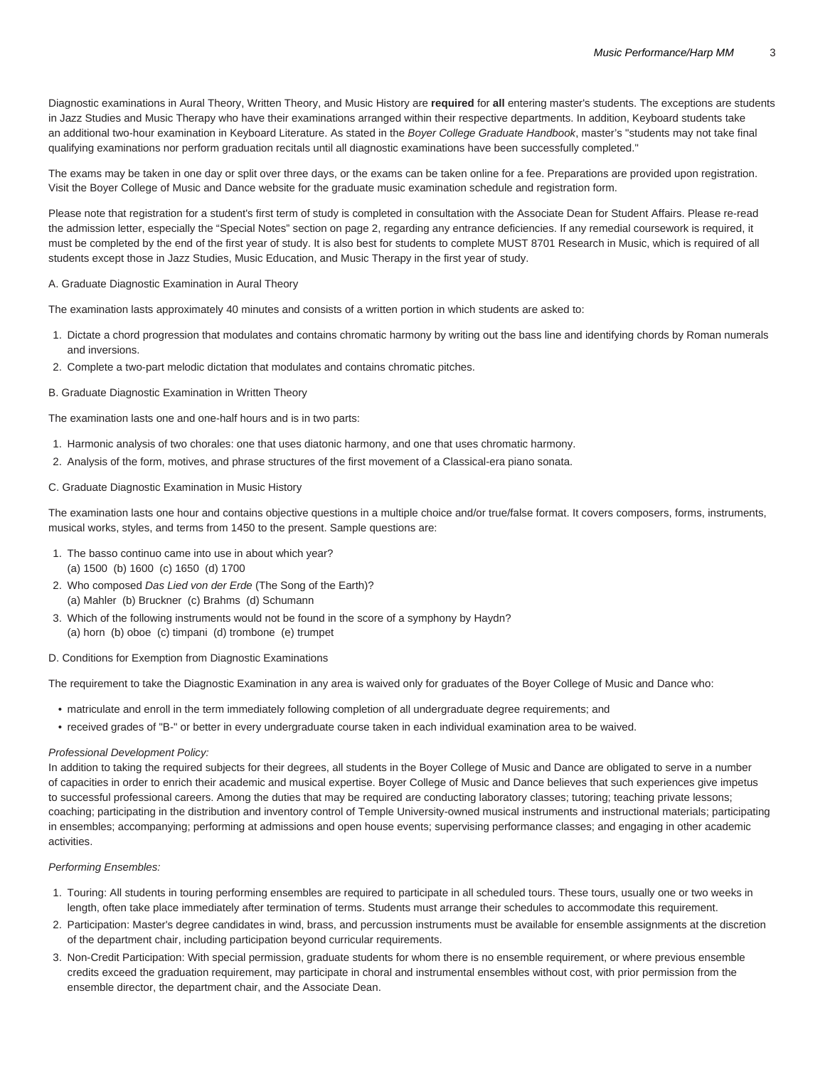Diagnostic examinations in Aural Theory, Written Theory, and Music History are **required** for **all** entering master's students. The exceptions are students in Jazz Studies and Music Therapy who have their examinations arranged within their respective departments. In addition, Keyboard students take an additional two-hour examination in Keyboard Literature. As stated in the *Boyer College Graduate Handbook*, master's "students may not take final qualifying examinations nor perform graduation recitals until all diagnostic examinations have been successfully completed."

The exams may be taken in one day or split over three days, or the exams can be taken online for a fee. Preparations are provided upon registration. Visit the Boyer College of Music and Dance website for the graduate music examination schedule and registration form.

Please note that registration for a student's first term of study is completed in consultation with the Associate Dean for Student Affairs. Please re-read the admission letter, especially the "Special Notes" section on page 2, regarding any entrance deficiencies. If any remedial coursework is required, it must be completed by the end of the first year of study. It is also best for students to complete MUST 8701 Research in Music, which is required of all students except those in Jazz Studies, Music Education, and Music Therapy in the first year of study.

A. Graduate Diagnostic Examination in Aural Theory

The examination lasts approximately 40 minutes and consists of a written portion in which students are asked to:

1. Dictate a chord progression that modulates and contains chromatic harmony by writing out the bass line and identifying chords by Roman numerals and inversions.
2. Complete a two-part melodic dictation that modulates and contains chromatic pitches.

B. Graduate Diagnostic Examination in Written Theory

The examination lasts one and one-half hours and is in two parts:

1. Harmonic analysis of two chorales: one that uses diatonic harmony, and one that uses chromatic harmony.
2. Analysis of the form, motives, and phrase structures of the first movement of a Classical-era piano sonata.

C. Graduate Diagnostic Examination in Music History

The examination lasts one hour and contains objective questions in a multiple choice and/or true/false format. It covers composers, forms, instruments, musical works, styles, and terms from 1450 to the present. Sample questions are:

1. The basso continuo came into use in about which year?
   (a) 1500 (b) 1600 (c) 1650 (d) 1700
2. Who composed *Das Lied von der Erde* (The Song of the Earth)?
   (a) Mahler (b) Bruckner (c) Brahms (d) Schumann
3. Which of the following instruments would not be found in the score of a symphony by Haydn?
   (a) horn (b) oboe (c) timpani (d) trombone (e) trumpet

D. Conditions for Exemption from Diagnostic Examinations

The requirement to take the Diagnostic Examination in any area is waived only for graduates of the Boyer College of Music and Dance who:

- matriculate and enroll in the term immediately following completion of all undergraduate degree requirements; and
- received grades of "B-" or better in every undergraduate course taken in each individual examination area to be waived.

*Professional Development Policy:*
In addition to taking the required subjects for their degrees, all students in the Boyer College of Music and Dance are obligated to serve in a number of capacities in order to enrich their academic and musical expertise. Boyer College of Music and Dance believes that such experiences give impetus to successful professional careers. Among the duties that may be required are conducting laboratory classes; tutoring; teaching private lessons; coaching; participating in the distribution and inventory control of Temple University-owned musical instruments and instructional materials; participating in ensembles; accompanying; performing at admissions and open house events; supervising performance classes; and engaging in other academic activities.

*Performing Ensembles:*

1. Touring: All students in touring performing ensembles are required to participate in all scheduled tours. These tours, usually one or two weeks in length, often take place immediately after termination of terms. Students must arrange their schedules to accommodate this requirement.
2. Participation: Master's degree candidates in wind, brass, and percussion instruments must be available for ensemble assignments at the discretion of the department chair, including participation beyond curricular requirements.
3. Non-Credit Participation: With special permission, graduate students for whom there is no ensemble requirement, or where previous ensemble credits exceed the graduation requirement, may participate in choral and instrumental ensembles without cost, with prior permission from the ensemble director, the department chair, and the Associate Dean.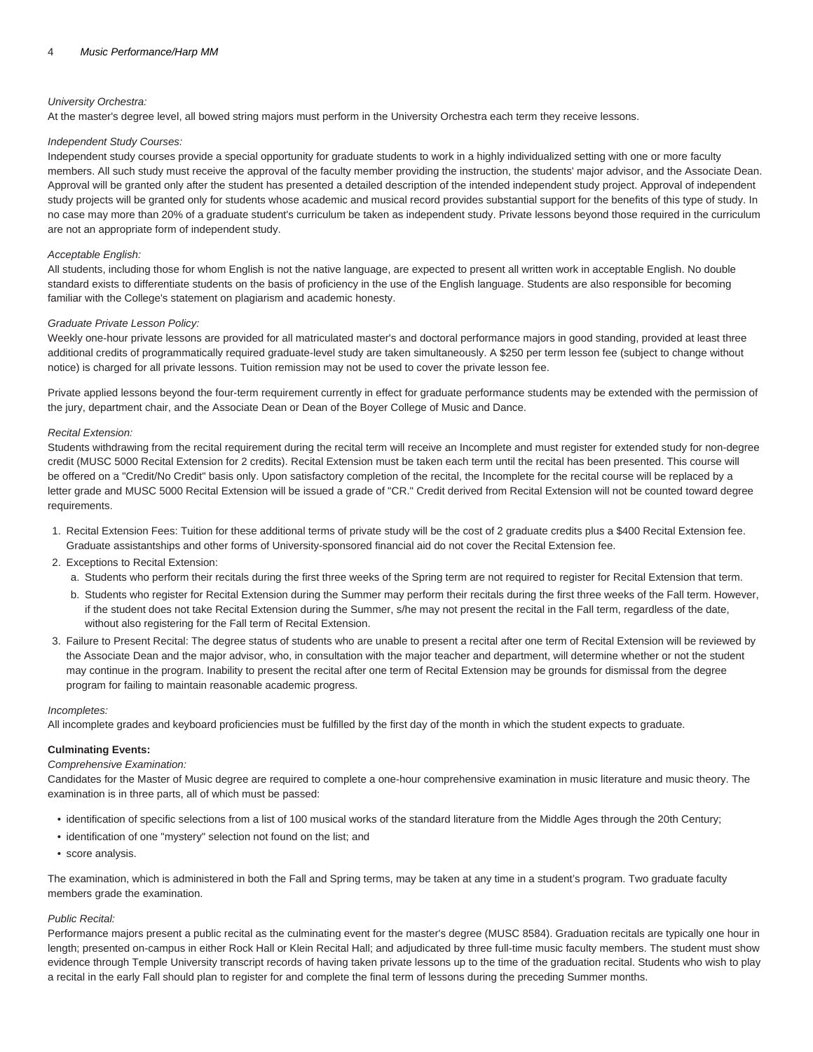*University Orchestra:*
At the master's degree level, all bowed string majors must perform in the University Orchestra each term they receive lessons.

*Independent Study Courses:*
Independent study courses provide a special opportunity for graduate students to work in a highly individualized setting with one or more faculty members. All such study must receive the approval of the faculty member providing the instruction, the students' major advisor, and the Associate Dean. Approval will be granted only after the student has presented a detailed description of the intended independent study project. Approval of independent study projects will be granted only for students whose academic and musical record provides substantial support for the benefits of this type of study. In no case may more than 20% of a graduate student's curriculum be taken as independent study. Private lessons beyond those required in the curriculum are not an appropriate form of independent study.

*Acceptable English:*
All students, including those for whom English is not the native language, are expected to present all written work in acceptable English. No double standard exists to differentiate students on the basis of proficiency in the use of the English language. Students are also responsible for becoming familiar with the College's statement on plagiarism and academic honesty.

*Graduate Private Lesson Policy:*
Weekly one-hour private lessons are provided for all matriculated master's and doctoral performance majors in good standing, provided at least three additional credits of programmatically required graduate-level study are taken simultaneously. A $250 per term lesson fee (subject to change without notice) is charged for all private lessons. Tuition remission may not be used to cover the private lesson fee.

Private applied lessons beyond the four-term requirement currently in effect for graduate performance students may be extended with the permission of the jury, department chair, and the Associate Dean or Dean of the Boyer College of Music and Dance.

*Recital Extension:*
Students withdrawing from the recital requirement during the recital term will receive an Incomplete and must register for extended study for non-degree credit (MUSC 5000 Recital Extension for 2 credits). Recital Extension must be taken each term until the recital has been presented. This course will be offered on a "Credit/No Credit" basis only. Upon satisfactory completion of the recital, the Incomplete for the recital course will be replaced by a letter grade and MUSC 5000 Recital Extension will be issued a grade of "CR." Credit derived from Recital Extension will not be counted toward degree requirements.

1. Recital Extension Fees: Tuition for these additional terms of private study will be the cost of 2 graduate credits plus a $400 Recital Extension fee. Graduate assistantships and other forms of University-sponsored financial aid do not cover the Recital Extension fee.
2. Exceptions to Recital Extension:
   a. Students who perform their recitals during the first three weeks of the Spring term are not required to register for Recital Extension that term.
   b. Students who register for Recital Extension during the Summer may perform their recitals during the first three weeks of the Fall term. However, if the student does not take Recital Extension during the Summer, s/he may not present the recital in the Fall term, regardless of the date, without also registering for the Fall term of Recital Extension.
3. Failure to Present Recital: The degree status of students who are unable to present a recital after one term of Recital Extension will be reviewed by the Associate Dean and the major advisor, who, in consultation with the major teacher and department, will determine whether or not the student may continue in the program. Inability to present the recital after one term of Recital Extension may be grounds for dismissal from the degree program for failing to maintain reasonable academic progress.

*Incompletes:*
All incomplete grades and keyboard proficiencies must be fulfilled by the first day of the month in which the student expects to graduate.

**Culminating Events:**

*Comprehensive Examination:*
Candidates for the Master of Music degree are required to complete a one-hour comprehensive examination in music literature and music theory. The examination is in three parts, all of which must be passed:

- identification of specific selections from a list of 100 musical works of the standard literature from the Middle Ages through the 20th Century;
- identification of one "mystery" selection not found on the list; and
- score analysis.

The examination, which is administered in both the Fall and Spring terms, may be taken at any time in a student's program. Two graduate faculty members grade the examination.

*Public Recital:*
Performance majors present a public recital as the culminating event for the master's degree (MUSC 8584). Graduation recitals are typically one hour in length; presented on-campus in either Rock Hall or Klein Recital Hall; and adjudicated by three full-time music faculty members. The student must show evidence through Temple University transcript records of having taken private lessons up to the time of the graduation recital. Students who wish to play a recital in the early Fall should plan to register for and complete the final term of lessons during the preceding Summer months.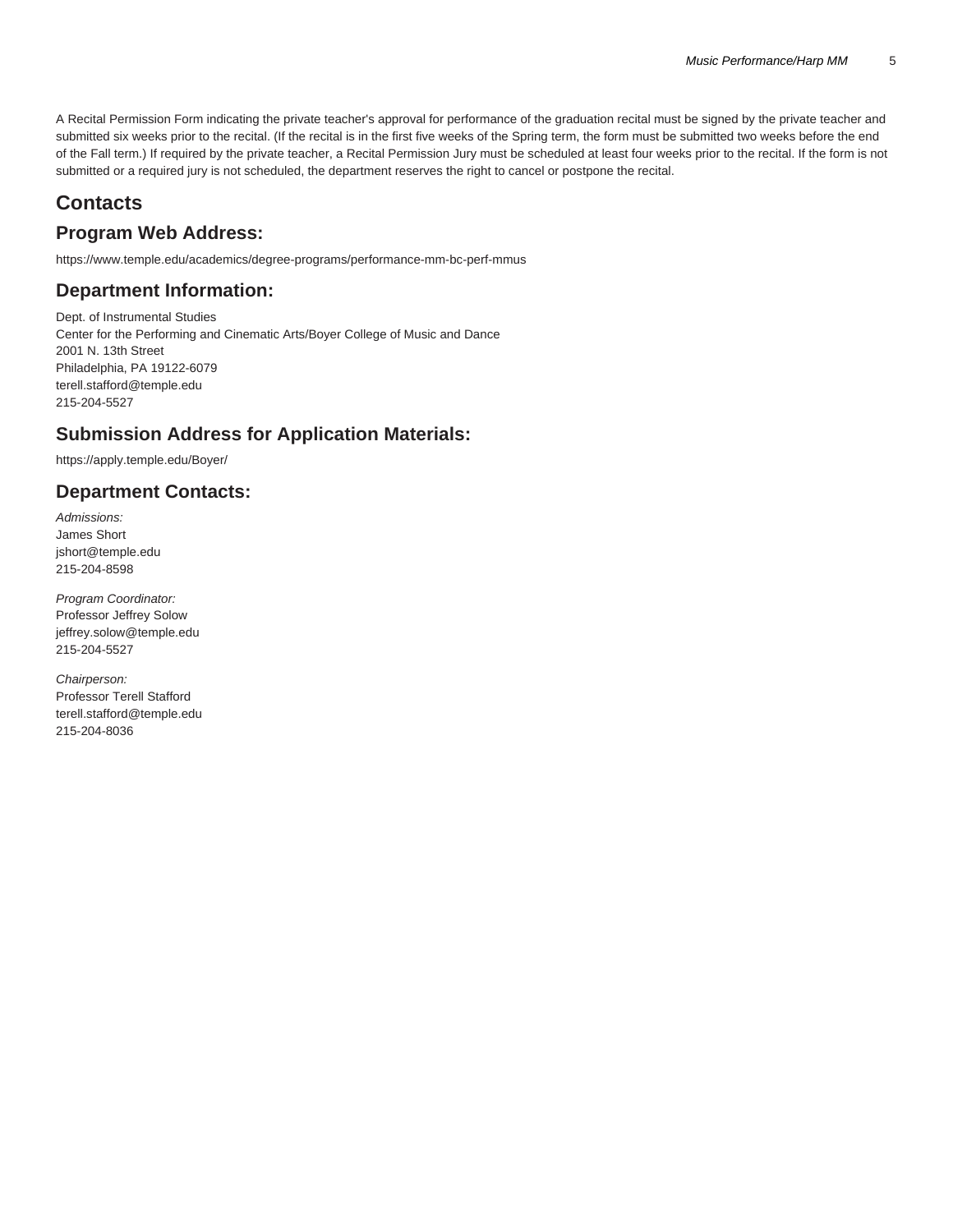A Recital Permission Form indicating the private teacher's approval for performance of the graduation recital must be signed by the private teacher and submitted six weeks prior to the recital. (If the recital is in the first five weeks of the Spring term, the form must be submitted two weeks before the end of the Fall term.) If required by the private teacher, a Recital Permission Jury must be scheduled at least four weeks prior to the recital. If the form is not submitted or a required jury is not scheduled, the department reserves the right to cancel or postpone the recital.

## Contacts

### Program Web Address:

https://www.temple.edu/academics/degree-programs/performance-mm-bc-perf-mmus

### Department Information:

Dept. of Instrumental Studies  
Center for the Performing and Cinematic Arts/Boyer College of Music and Dance  
2001 N. 13th Street  
Philadelphia, PA 19122-6079  
terell.stafford@temple.edu  
215-204-5527

### Submission Address for Application Materials:

https://apply.temple.edu/Boyer/

### Department Contacts:

*Admissions:*  
James Short  
jshort@temple.edu  
215-204-8598

*Program Coordinator:*  
Professor Jeffrey Solow  
jeffrey.solow@temple.edu  
215-204-5527

*Chairperson:*  
Professor Terell Stafford  
terell.stafford@temple.edu  
215-204-8036